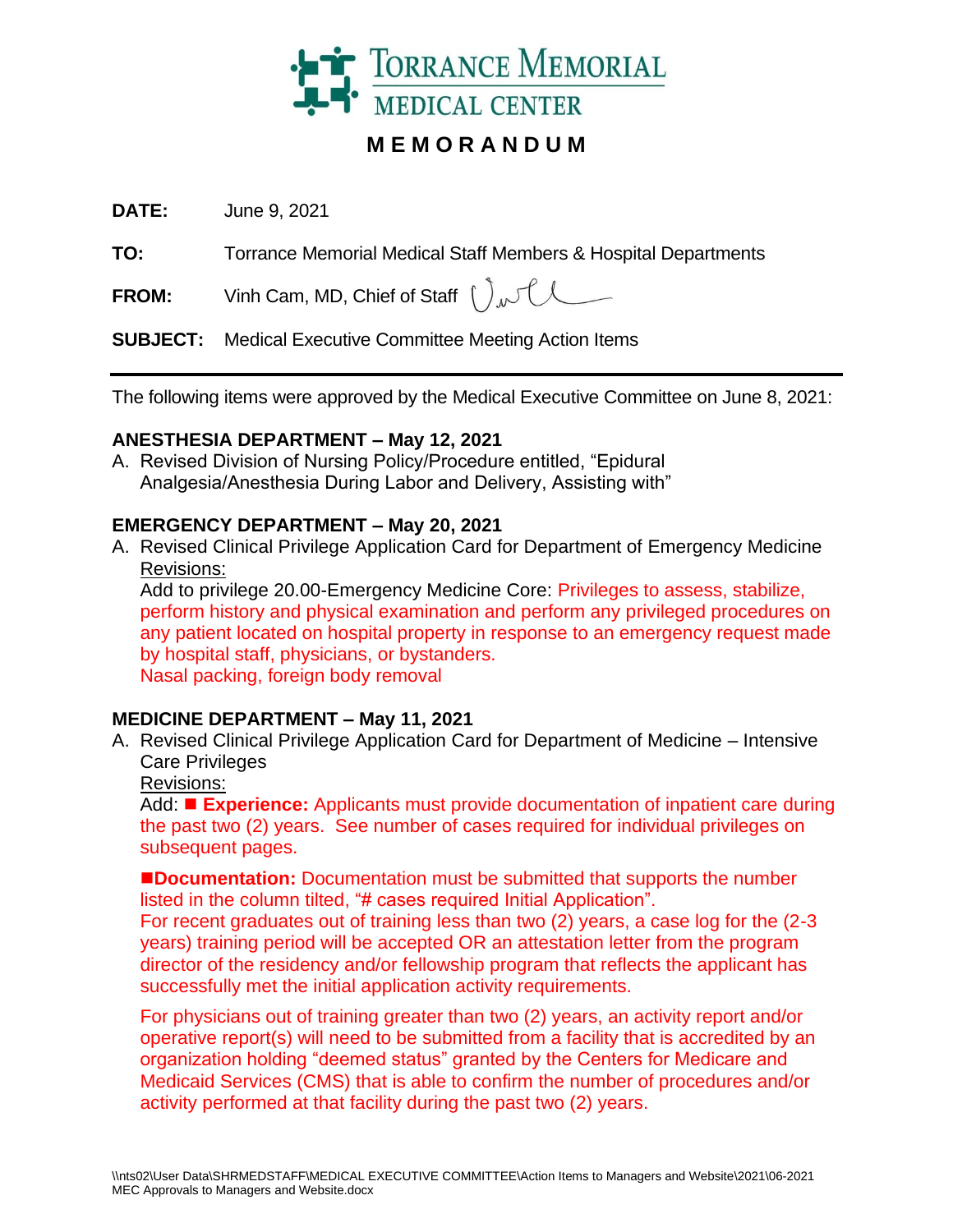# TORRANCE MEMORIAL MEDICAL CENTER

## MEMORANDUM

**DATE:** June 9, 2021

**TO:** Torrance Memorial Medical Staff Members & Hospital Departments

**FROM:** Vinh Cam, MD, Chief of Staff

**SUBJECT:** Medical Executive Committee Meeting Action Items

---

The following items were approved by the Medical Executive Committee on June 8, 2021:

**ANESTHESIA DEPARTMENT – May 12, 2021**

A. Revised Division of Nursing Policy/Procedure entitled, "Epidural Analgesia/Anesthesia During Labor and Delivery, Assisting with"

**EMERGENCY DEPARTMENT – May 20, 2021**

A. Revised Clinical Privilege Application Card for Department of Emergency Medicine

Revisions:

Add to privilege 20.00-Emergency Medicine Core: Privileges to assess, stabilize, perform history and physical examination and perform any privileged procedures on any patient located on hospital property in response to an emergency request made by hospital staff, physicians, or bystanders.

Nasal packing, foreign body removal

**MEDICINE DEPARTMENT – May 11, 2021**

A. Revised Clinical Privilege Application Card for Department of Medicine – Intensive Care Privileges

Revisions:

Add: ■ **Experience:** Applicants must provide documentation of inpatient care during the past two (2) years. See number of cases required for individual privileges on subsequent pages.

■**Documentation:** Documentation must be submitted that supports the number listed in the column tilted, "# cases required Initial Application".

For recent graduates out of training less than two (2) years, a case log for the (2-3 years) training period will be accepted OR an attestation letter from the program director of the residency and/or fellowship program that reflects the applicant has successfully met the initial application activity requirements.

For physicians out of training greater than two (2) years, an activity report and/or operative report(s) will need to be submitted from a facility that is accredited by an organization holding "deemed status" granted by the Centers for Medicare and Medicaid Services (CMS) that is able to confirm the number of procedures and/or activity performed at that facility during the past two (2) years.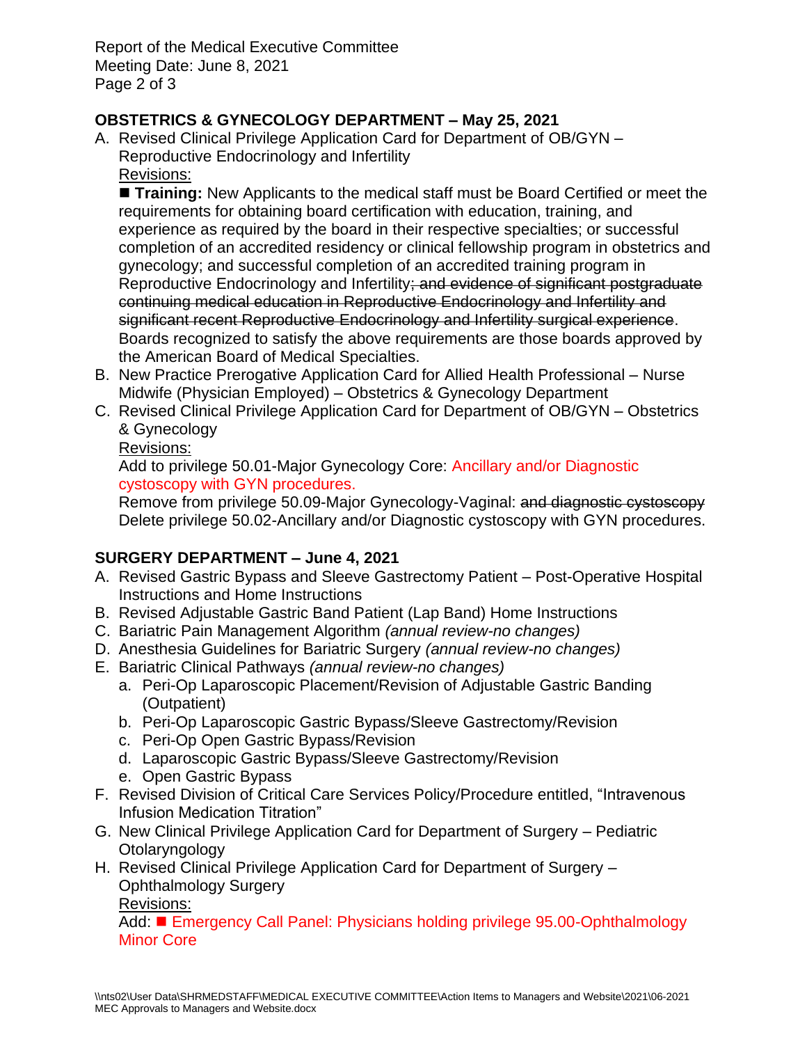## OBSTETRICS & GYNECOLOGY DEPARTMENT – May 25, 2021

A. Revised Clinical Privilege Application Card for Department of OB/GYN – Reproductive Endocrinology and Infertility
   Revisions:
   ■ **Training:** New Applicants to the medical staff must be Board Certified or meet the requirements for obtaining board certification with education, training, and experience as required by the board in their respective specialties; or successful completion of an accredited residency or clinical fellowship program in obstetrics and gynecology; and successful completion of an accredited training program in Reproductive Endocrinology and Infertility~~; and evidence of significant postgraduate continuing medical education in Reproductive Endocrinology and Infertility and significant recent Reproductive Endocrinology and Infertility surgical experience~~. Boards recognized to satisfy the above requirements are those boards approved by the American Board of Medical Specialties.

B. New Practice Prerogative Application Card for Allied Health Professional – Nurse Midwife (Physician Employed) – Obstetrics & Gynecology Department

C. Revised Clinical Privilege Application Card for Department of OB/GYN – Obstetrics & Gynecology
   Revisions:
   Add to privilege 50.01-Major Gynecology Core: Ancillary and/or Diagnostic cystoscopy with GYN procedures.
   Remove from privilege 50.09-Major Gynecology-Vaginal: ~~and diagnostic cystoscopy~~
   Delete privilege 50.02-Ancillary and/or Diagnostic cystoscopy with GYN procedures.

## SURGERY DEPARTMENT – June 4, 2021

A. Revised Gastric Bypass and Sleeve Gastrectomy Patient – Post-Operative Hospital Instructions and Home Instructions
B. Revised Adjustable Gastric Band Patient (Lap Band) Home Instructions
C. Bariatric Pain Management Algorithm *(annual review-no changes)*
D. Anesthesia Guidelines for Bariatric Surgery *(annual review-no changes)*
E. Bariatric Clinical Pathways *(annual review-no changes)*
   a. Peri-Op Laparoscopic Placement/Revision of Adjustable Gastric Banding (Outpatient)
   b. Peri-Op Laparoscopic Gastric Bypass/Sleeve Gastrectomy/Revision
   c. Peri-Op Open Gastric Bypass/Revision
   d. Laparoscopic Gastric Bypass/Sleeve Gastrectomy/Revision
   e. Open Gastric Bypass
F. Revised Division of Critical Care Services Policy/Procedure entitled, "Intravenous Infusion Medication Titration"
G. New Clinical Privilege Application Card for Department of Surgery – Pediatric Otolaryngology
H. Revised Clinical Privilege Application Card for Department of Surgery – Ophthalmology Surgery
   Revisions:
   Add: ■ Emergency Call Panel: Physicians holding privilege 95.00-Ophthalmology Minor Core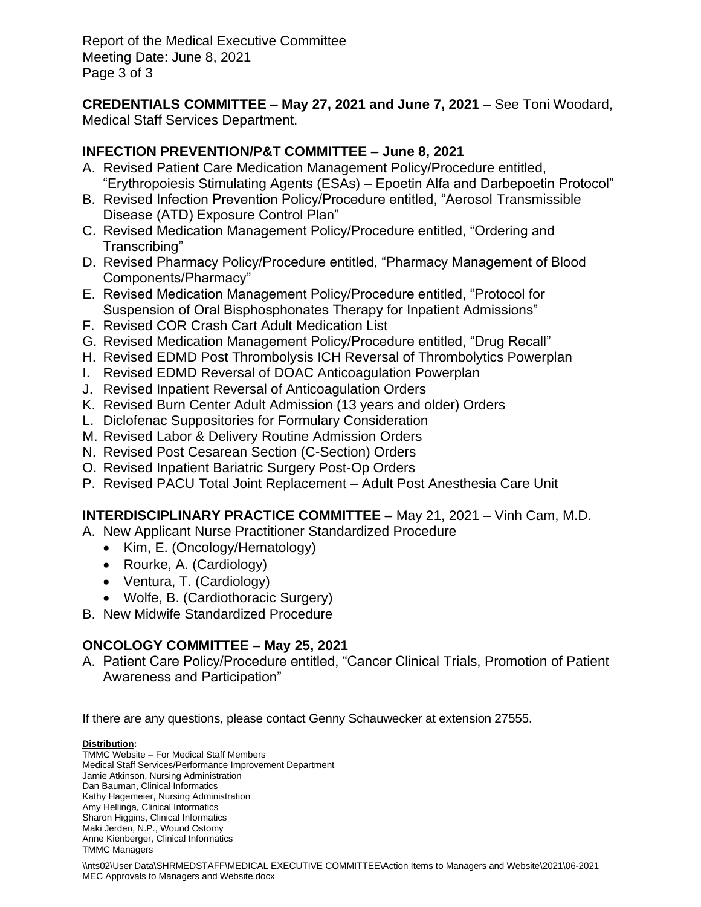**CREDENTIALS COMMITTEE – May 27, 2021 and June 7, 2021** – See Toni Woodard, Medical Staff Services Department.

## INFECTION PREVENTION/P&T COMMITTEE – June 8, 2021

A. Revised Patient Care Medication Management Policy/Procedure entitled, "Erythropoiesis Stimulating Agents (ESAs) – Epoetin Alfa and Darbepoetin Protocol"
B. Revised Infection Prevention Policy/Procedure entitled, "Aerosol Transmissible Disease (ATD) Exposure Control Plan"
C. Revised Medication Management Policy/Procedure entitled, "Ordering and Transcribing"
D. Revised Pharmacy Policy/Procedure entitled, "Pharmacy Management of Blood Components/Pharmacy"
E. Revised Medication Management Policy/Procedure entitled, "Protocol for Suspension of Oral Bisphosphonates Therapy for Inpatient Admissions"
F. Revised COR Crash Cart Adult Medication List
G. Revised Medication Management Policy/Procedure entitled, "Drug Recall"
H. Revised EDMD Post Thrombolysis ICH Reversal of Thrombolytics Powerplan
I. Revised EDMD Reversal of DOAC Anticoagulation Powerplan
J. Revised Inpatient Reversal of Anticoagulation Orders
K. Revised Burn Center Adult Admission (13 years and older) Orders
L. Diclofenac Suppositories for Formulary Consideration
M. Revised Labor & Delivery Routine Admission Orders
N. Revised Post Cesarean Section (C-Section) Orders
O. Revised Inpatient Bariatric Surgery Post-Op Orders
P. Revised PACU Total Joint Replacement – Adult Post Anesthesia Care Unit

## INTERDISCIPLINARY PRACTICE COMMITTEE – May 21, 2021 – Vinh Cam, M.D.

A. New Applicant Nurse Practitioner Standardized Procedure
   - Kim, E. (Oncology/Hematology)
   - Rourke, A. (Cardiology)
   - Ventura, T. (Cardiology)
   - Wolfe, B. (Cardiothoracic Surgery)

B. New Midwife Standardized Procedure

## ONCOLOGY COMMITTEE – May 25, 2021

A. Patient Care Policy/Procedure entitled, "Cancer Clinical Trials, Promotion of Patient Awareness and Participation"

If there are any questions, please contact Genny Schauwecker at extension 27555.

**Distribution:**
TMMC Website – For Medical Staff Members
Medical Staff Services/Performance Improvement Department
Jamie Atkinson, Nursing Administration
Dan Bauman, Clinical Informatics
Kathy Hagemeier, Nursing Administration
Amy Hellinga, Clinical Informatics
Sharon Higgins, Clinical Informatics
Maki Jerden, N.P., Wound Ostomy
Anne Kienberger, Clinical Informatics
TMMC Managers

\\nts02\User Data\SHRMEDSTAFF\MEDICAL EXECUTIVE COMMITTEE\Action Items to Managers and Website\2021\06-2021 MEC Approvals to Managers and Website.docx